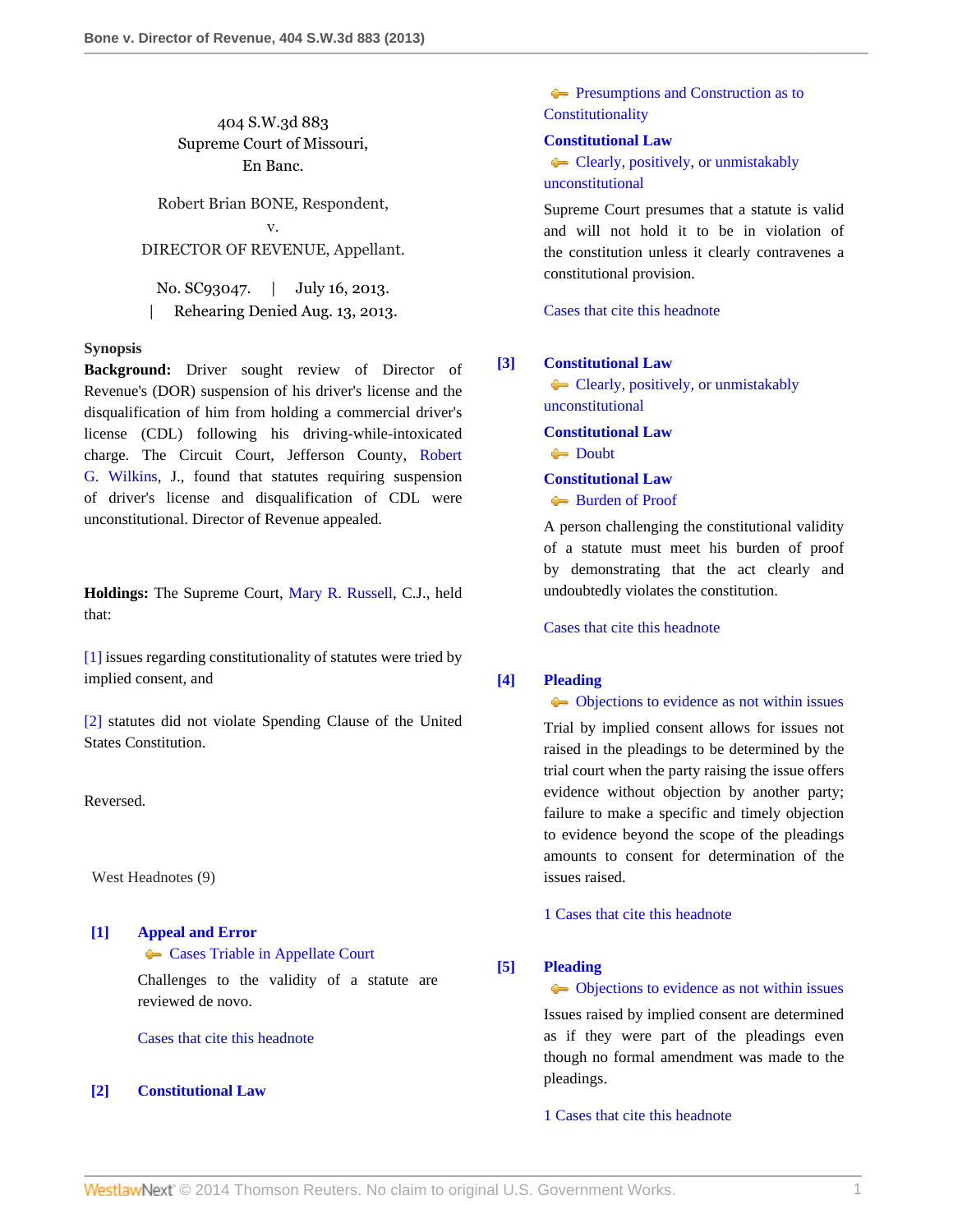404 S.W.3d 883
Supreme Court of Missouri,
En Banc.

Robert Brian BONE, Respondent,
v.
DIRECTOR OF REVENUE, Appellant.

No. SC93047. | July 16, 2013. | Rehearing Denied Aug. 13, 2013.

**Synopsis**

**Background:** Driver sought review of Director of Revenue's (DOR) suspension of his driver's license and the disqualification of him from holding a commercial driver's license (CDL) following his driving-while-intoxicated charge. The Circuit Court, Jefferson County, Robert G. Wilkins, J., found that statutes requiring suspension of driver's license and disqualification of CDL were unconstitutional. Director of Revenue appealed.

**Holdings:** The Supreme Court, Mary R. Russell, C.J., held that:

[1] issues regarding constitutionality of statutes were tried by implied consent, and

[2] statutes did not violate Spending Clause of the United States Constitution.

Reversed.

West Headnotes (9)

**[1] Appeal and Error**
Cases Triable in Appellate Court

Challenges to the validity of a statute are reviewed de novo.

Cases that cite this headnote

**[2] Constitutional Law**
Presumptions and Construction as to Constitutionality

**Constitutional Law**
Clearly, positively, or unmistakably unconstitutional

Supreme Court presumes that a statute is valid and will not hold it to be in violation of the constitution unless it clearly contravenes a constitutional provision.

Cases that cite this headnote

**[3] Constitutional Law**
Clearly, positively, or unmistakably unconstitutional

**Constitutional Law**
Doubt

**Constitutional Law**
Burden of Proof

A person challenging the constitutional validity of a statute must meet his burden of proof by demonstrating that the act clearly and undoubtedly violates the constitution.

Cases that cite this headnote

**[4] Pleading**
Objections to evidence as not within issues

Trial by implied consent allows for issues not raised in the pleadings to be determined by the trial court when the party raising the issue offers evidence without objection by another party; failure to make a specific and timely objection to evidence beyond the scope of the pleadings amounts to consent for determination of the issues raised.

1 Cases that cite this headnote

**[5] Pleading**
Objections to evidence as not within issues

Issues raised by implied consent are determined as if they were part of the pleadings even though no formal amendment was made to the pleadings.

1 Cases that cite this headnote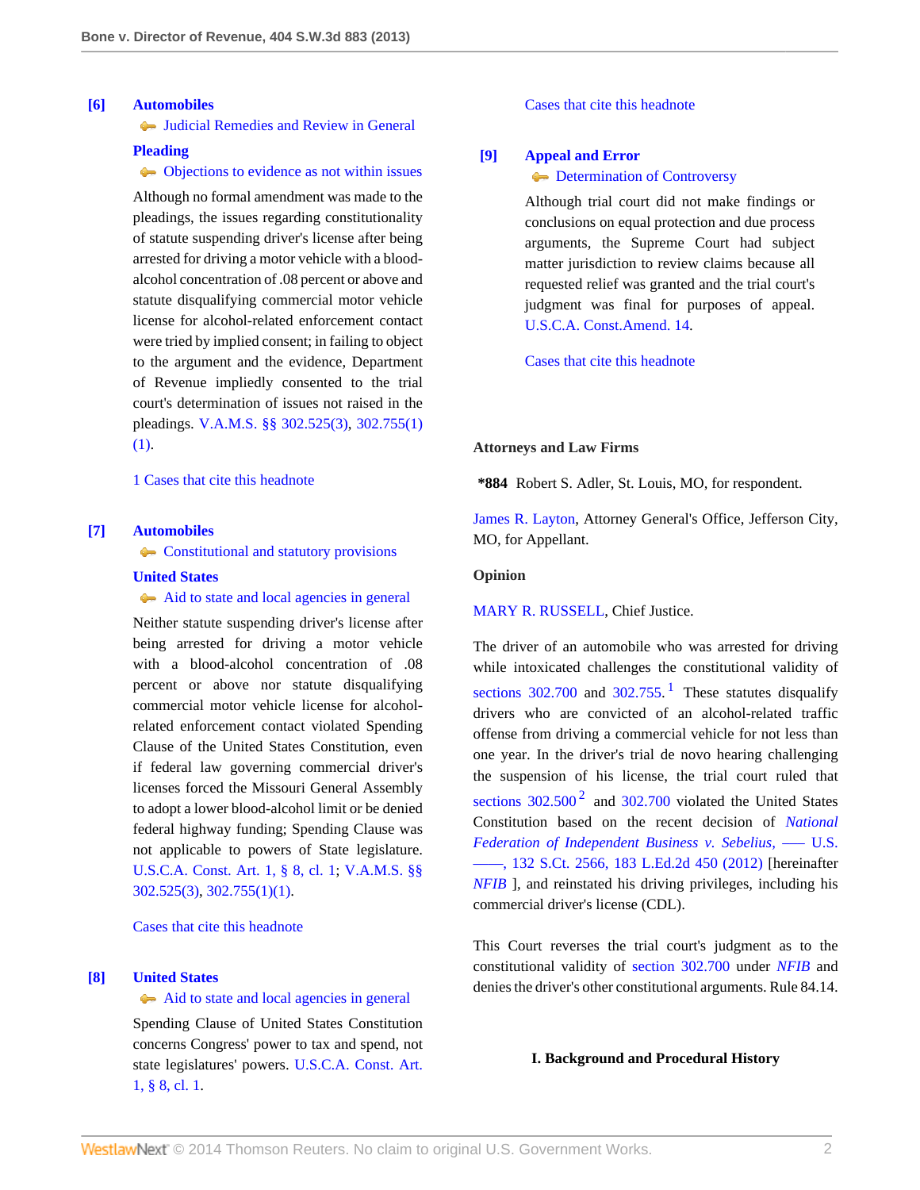**[6]** **Automobiles**
Judicial Remedies and Review in General

**Pleading**
Objections to evidence as not within issues

Although no formal amendment was made to the pleadings, the issues regarding constitutionality of statute suspending driver's license after being arrested for driving a motor vehicle with a blood-alcohol concentration of .08 percent or above and statute disqualifying commercial motor vehicle license for alcohol-related enforcement contact were tried by implied consent; in failing to object to the argument and the evidence, Department of Revenue impliedly consented to the trial court's determination of issues not raised in the pleadings. V.A.M.S. §§ 302.525(3), 302.755(1)(1).

1 Cases that cite this headnote

**[7]** **Automobiles**
Constitutional and statutory provisions

**United States**
Aid to state and local agencies in general

Neither statute suspending driver's license after being arrested for driving a motor vehicle with a blood-alcohol concentration of .08 percent or above nor statute disqualifying commercial motor vehicle license for alcohol-related enforcement contact violated Spending Clause of the United States Constitution, even if federal law governing commercial driver's licenses forced the Missouri General Assembly to adopt a lower blood-alcohol limit or be denied federal highway funding; Spending Clause was not applicable to powers of State legislature. U.S.C.A. Const. Art. 1, § 8, cl. 1; V.A.M.S. §§ 302.525(3), 302.755(1)(1).

Cases that cite this headnote

**[8]** **United States**
Aid to state and local agencies in general

Spending Clause of United States Constitution concerns Congress' power to tax and spend, not state legislatures' powers. U.S.C.A. Const. Art. 1, § 8, cl. 1.

Cases that cite this headnote

**[9]** **Appeal and Error**
Determination of Controversy

Although trial court did not make findings or conclusions on equal protection and due process arguments, the Supreme Court had subject matter jurisdiction to review claims because all requested relief was granted and the trial court's judgment was final for purposes of appeal. U.S.C.A. Const.Amend. 14.

Cases that cite this headnote

**Attorneys and Law Firms**

**\*884** Robert S. Adler, St. Louis, MO, for respondent.

James R. Layton, Attorney General's Office, Jefferson City, MO, for Appellant.

**Opinion**

MARY R. RUSSELL, Chief Justice.

The driver of an automobile who was arrested for driving while intoxicated challenges the constitutional validity of sections 302.700 and 302.755.[1] These statutes disqualify drivers who are convicted of an alcohol-related traffic offense from driving a commercial vehicle for not less than one year. In the driver's trial de novo hearing challenging the suspension of his license, the trial court ruled that sections 302.500[2] and 302.700 violated the United States Constitution based on the recent decision of *National Federation of Independent Business v. Sebelius,* ––– U.S. ––––, 132 S.Ct. 2566, 183 L.Ed.2d 450 (2012) [hereinafter *NFIB* ], and reinstated his driving privileges, including his commercial driver's license (CDL).

This Court reverses the trial court's judgment as to the constitutional validity of section 302.700 under *NFIB* and denies the driver's other constitutional arguments. Rule 84.14.

## I. Background and Procedural History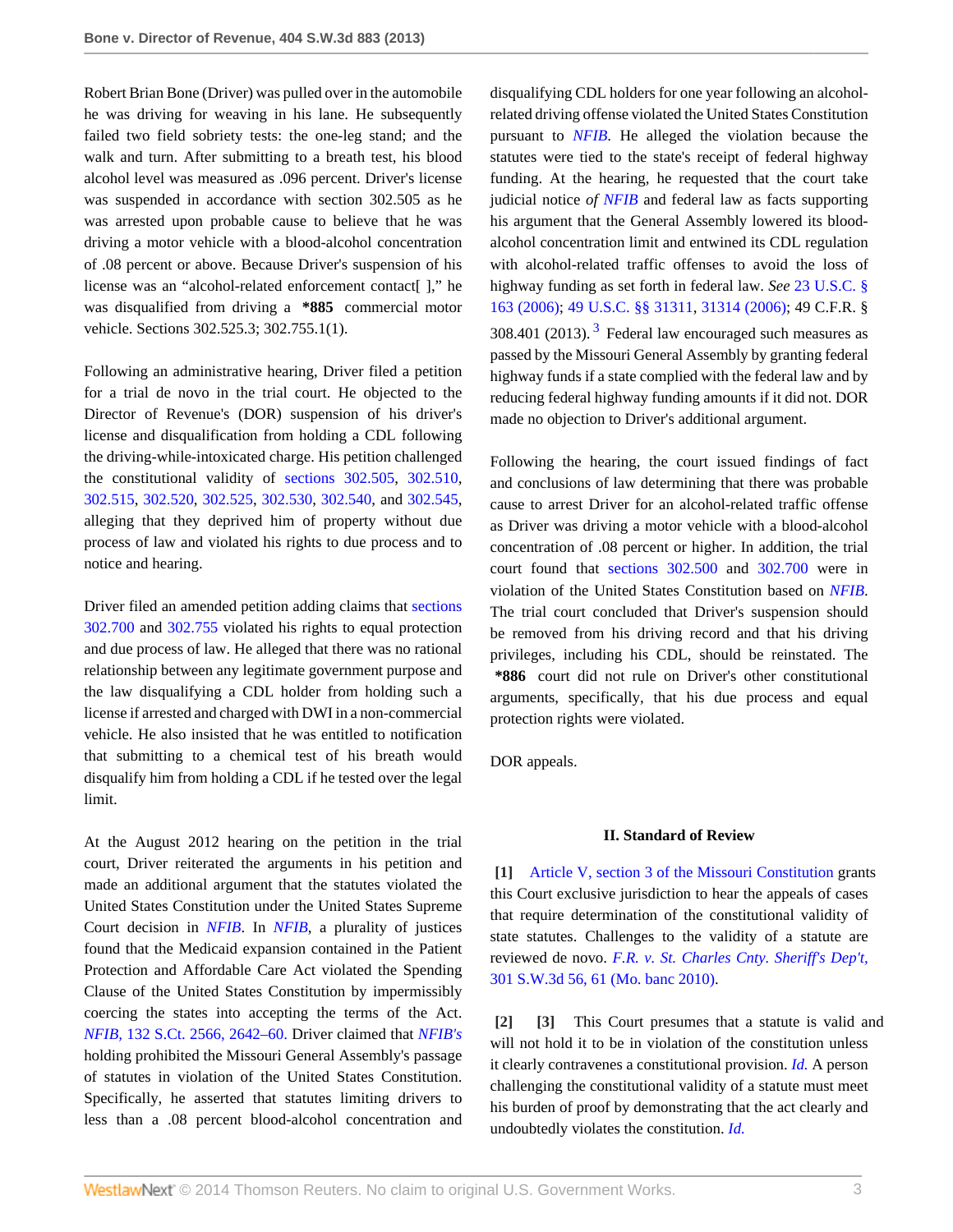Robert Brian Bone (Driver) was pulled over in the automobile he was driving for weaving in his lane. He subsequently failed two field sobriety tests: the one-leg stand; and the walk and turn. After submitting to a breath test, his blood alcohol level was measured as .096 percent. Driver's license was suspended in accordance with section 302.505 as he was arrested upon probable cause to believe that he was driving a motor vehicle with a blood-alcohol concentration of .08 percent or above. Because Driver's suspension of his license was an "alcohol-related enforcement contact[ ]," he was disqualified from driving a **\*885** commercial motor vehicle. Sections 302.525.3; 302.755.1(1).

Following an administrative hearing, Driver filed a petition for a trial de novo in the trial court. He objected to the Director of Revenue's (DOR) suspension of his driver's license and disqualification from holding a CDL following the driving-while-intoxicated charge. His petition challenged the constitutional validity of sections 302.505, 302.510, 302.515, 302.520, 302.525, 302.530, 302.540, and 302.545, alleging that they deprived him of property without due process of law and violated his rights to due process and to notice and hearing.

Driver filed an amended petition adding claims that sections 302.700 and 302.755 violated his rights to equal protection and due process of law. He alleged that there was no rational relationship between any legitimate government purpose and the law disqualifying a CDL holder from holding such a license if arrested and charged with DWI in a non-commercial vehicle. He also insisted that he was entitled to notification that submitting to a chemical test of his breath would disqualify him from holding a CDL if he tested over the legal limit.

At the August 2012 hearing on the petition in the trial court, Driver reiterated the arguments in his petition and made an additional argument that the statutes violated the United States Constitution under the United States Supreme Court decision in *NFIB*. In *NFIB*, a plurality of justices found that the Medicaid expansion contained in the Patient Protection and Affordable Care Act violated the Spending Clause of the United States Constitution by impermissibly coercing the states into accepting the terms of the Act. *NFIB*, 132 S.Ct. 2566, 2642–60. Driver claimed that *NFIB's* holding prohibited the Missouri General Assembly's passage of statutes in violation of the United States Constitution. Specifically, he asserted that statutes limiting drivers to less than a .08 percent blood-alcohol concentration and disqualifying CDL holders for one year following an alcohol-related driving offense violated the United States Constitution pursuant to *NFIB*. He alleged the violation because the statutes were tied to the state's receipt of federal highway funding. At the hearing, he requested that the court take judicial notice *of NFIB* and federal law as facts supporting his argument that the General Assembly lowered its blood-alcohol concentration limit and entwined its CDL regulation with alcohol-related traffic offenses to avoid the loss of highway funding as set forth in federal law. *See* 23 U.S.C. § 163 (2006); 49 U.S.C. §§ 31311, 31314 (2006); 49 C.F.R. § 308.401 (2013).[3] Federal law encouraged such measures as passed by the Missouri General Assembly by granting federal highway funds if a state complied with the federal law and by reducing federal highway funding amounts if it did not. DOR made no objection to Driver's additional argument.

Following the hearing, the court issued findings of fact and conclusions of law determining that there was probable cause to arrest Driver for an alcohol-related traffic offense as Driver was driving a motor vehicle with a blood-alcohol concentration of .08 percent or higher. In addition, the trial court found that sections 302.500 and 302.700 were in violation of the United States Constitution based on *NFIB*. The trial court concluded that Driver's suspension should be removed from his driving record and that his driving privileges, including his CDL, should be reinstated. The **\*886** court did not rule on Driver's other constitutional arguments, specifically, that his due process and equal protection rights were violated.

DOR appeals.

## II. Standard of Review

**[1]** Article V, section 3 of the Missouri Constitution grants this Court exclusive jurisdiction to hear the appeals of cases that require determination of the constitutional validity of state statutes. Challenges to the validity of a statute are reviewed de novo. *F.R. v. St. Charles Cnty. Sheriff's Dep't,* 301 S.W.3d 56, 61 (Mo. banc 2010).

**[2]** **[3]** This Court presumes that a statute is valid and will not hold it to be in violation of the constitution unless it clearly contravenes a constitutional provision. *Id.* A person challenging the constitutional validity of a statute must meet his burden of proof by demonstrating that the act clearly and undoubtedly violates the constitution. *Id.*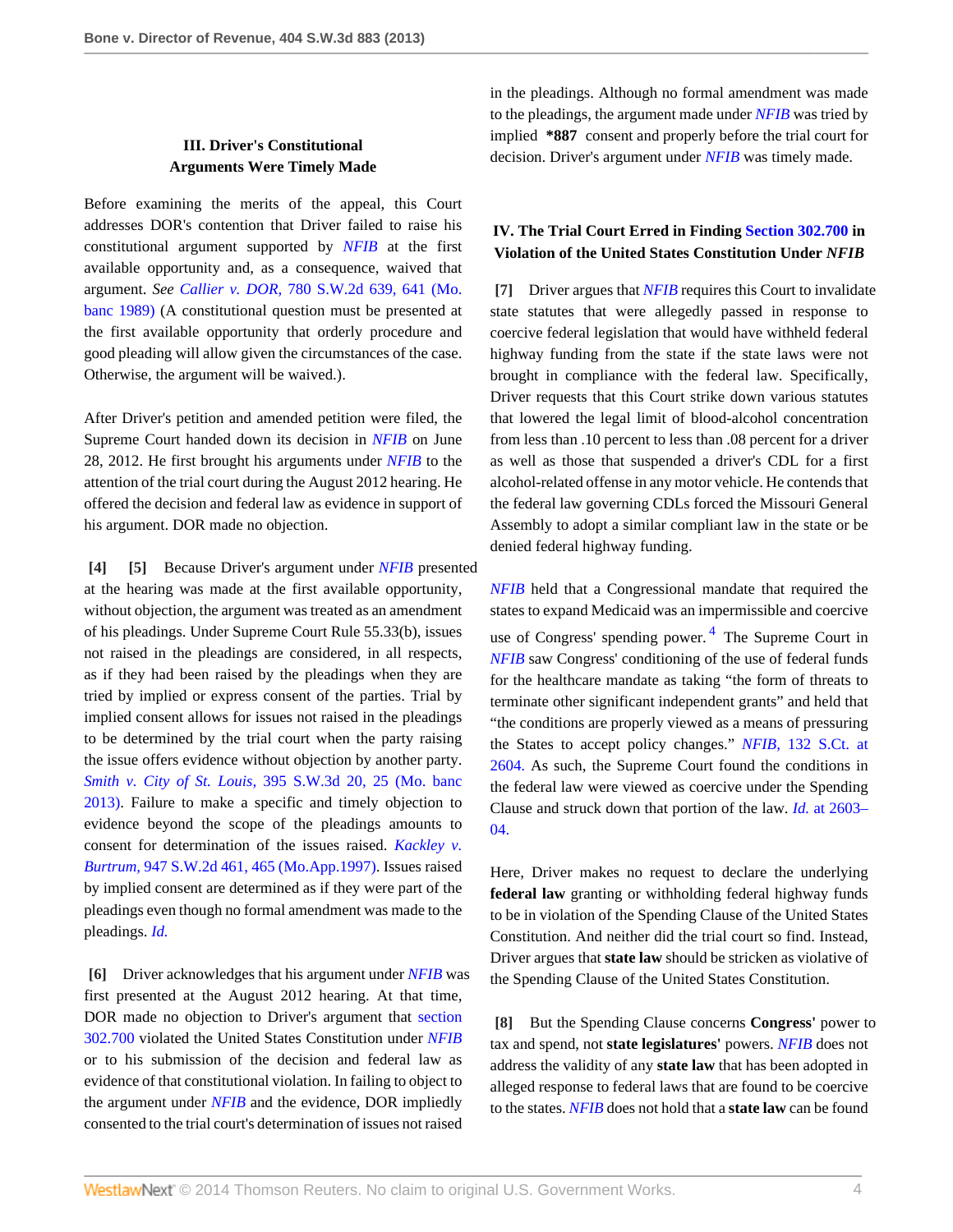### III. Driver's Constitutional Arguments Were Timely Made

Before examining the merits of the appeal, this Court addresses DOR's contention that Driver failed to raise his constitutional argument supported by *NFIB* at the first available opportunity and, as a consequence, waived that argument. *See* *Callier v. DOR,* 780 S.W.2d 639, 641 (Mo. banc 1989) (A constitutional question must be presented at the first available opportunity that orderly procedure and good pleading will allow given the circumstances of the case. Otherwise, the argument will be waived.).

After Driver's petition and amended petition were filed, the Supreme Court handed down its decision in *NFIB* on June 28, 2012. He first brought his arguments under *NFIB* to the attention of the trial court during the August 2012 hearing. He offered the decision and federal law as evidence in support of his argument. DOR made no objection.

**[4]** **[5]** Because Driver's argument under *NFIB* presented at the hearing was made at the first available opportunity, without objection, the argument was treated as an amendment of his pleadings. Under Supreme Court Rule 55.33(b), issues not raised in the pleadings are considered, in all respects, as if they had been raised by the pleadings when they are tried by implied or express consent of the parties. Trial by implied consent allows for issues not raised in the pleadings to be determined by the trial court when the party raising the issue offers evidence without objection by another party. *Smith v. City of St. Louis,* 395 S.W.3d 20, 25 (Mo. banc 2013). Failure to make a specific and timely objection to evidence beyond the scope of the pleadings amounts to consent for determination of the issues raised. *Kackley v. Burtrum,* 947 S.W.2d 461, 465 (Mo.App.1997). Issues raised by implied consent are determined as if they were part of the pleadings even though no formal amendment was made to the pleadings. *Id.*

**[6]** Driver acknowledges that his argument under *NFIB* was first presented at the August 2012 hearing. At that time, DOR made no objection to Driver's argument that section 302.700 violated the United States Constitution under *NFIB* or to his submission of the decision and federal law as evidence of that constitutional violation. In failing to object to the argument under *NFIB* and the evidence, DOR impliedly consented to the trial court's determination of issues not raised in the pleadings. Although no formal amendment was made to the pleadings, the argument made under *NFIB* was tried by implied **\*887** consent and properly before the trial court for decision. Driver's argument under *NFIB* was timely made.

### IV. The Trial Court Erred in Finding Section 302.700 in Violation of the United States Constitution Under *NFIB*

**[7]** Driver argues that *NFIB* requires this Court to invalidate state statutes that were allegedly passed in response to coercive federal legislation that would have withheld federal highway funding from the state if the state laws were not brought in compliance with the federal law. Specifically, Driver requests that this Court strike down various statutes that lowered the legal limit of blood-alcohol concentration from less than .10 percent to less than .08 percent for a driver as well as those that suspended a driver's CDL for a first alcohol-related offense in any motor vehicle. He contends that the federal law governing CDLs forced the Missouri General Assembly to adopt a similar compliant law in the state or be denied federal highway funding.

*NFIB* held that a Congressional mandate that required the states to expand Medicaid was an impermissible and coercive use of Congress' spending power. [4] The Supreme Court in *NFIB* saw Congress' conditioning of the use of federal funds for the healthcare mandate as taking "the form of threats to terminate other significant independent grants" and held that "the conditions are properly viewed as a means of pressuring the States to accept policy changes." *NFIB,* 132 S.Ct. at 2604. As such, the Supreme Court found the conditions in the federal law were viewed as coercive under the Spending Clause and struck down that portion of the law. *Id.* at 2603–04.

Here, Driver makes no request to declare the underlying **federal law** granting or withholding federal highway funds to be in violation of the Spending Clause of the United States Constitution. And neither did the trial court so find. Instead, Driver argues that **state law** should be stricken as violative of the Spending Clause of the United States Constitution.

**[8]** But the Spending Clause concerns **Congress'** power to tax and spend, not **state legislatures'** powers. *NFIB* does not address the validity of any **state law** that has been adopted in alleged response to federal laws that are found to be coercive to the states. *NFIB* does not hold that a **state law** can be found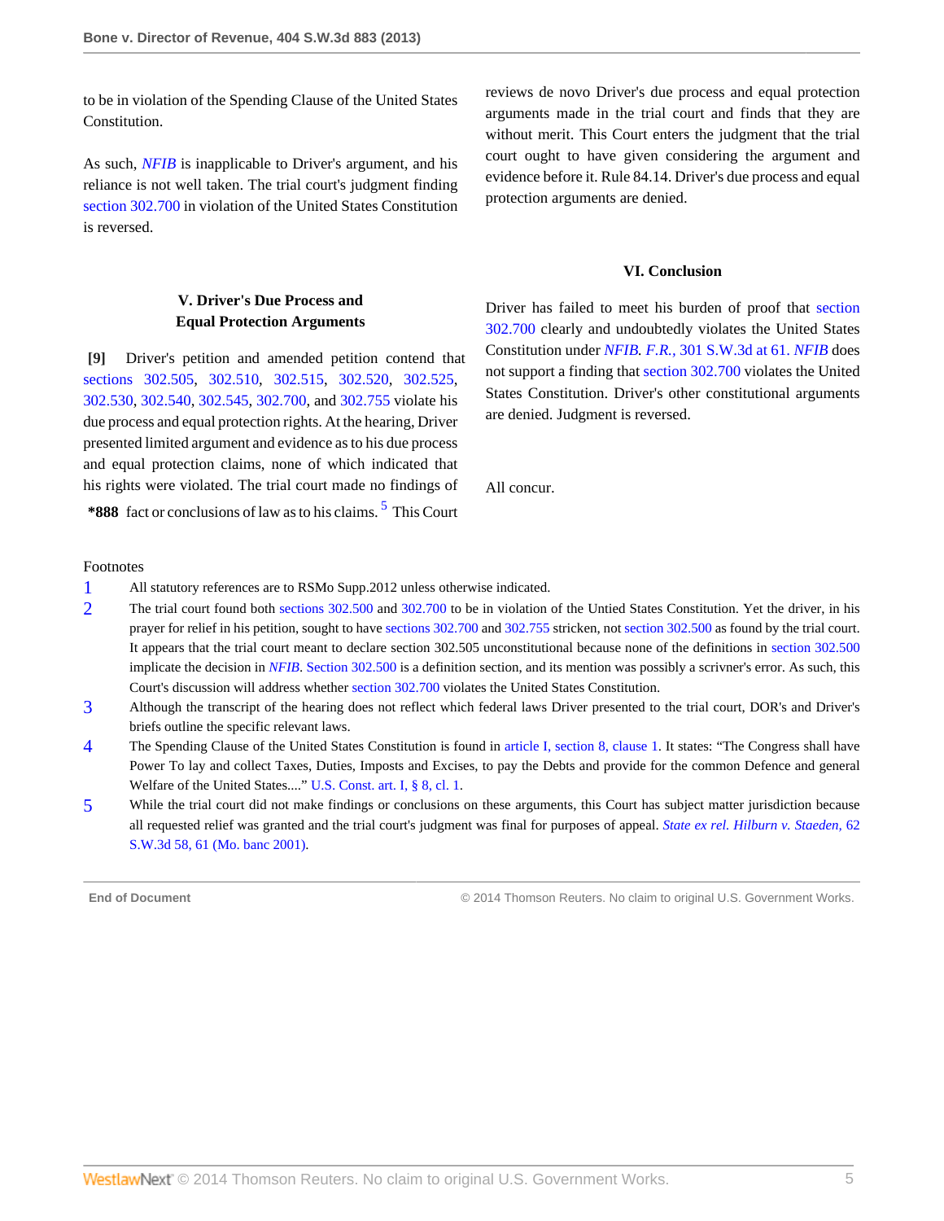to be in violation of the Spending Clause of the United States Constitution.

As such, *NFIB* is inapplicable to Driver's argument, and his reliance is not well taken. The trial court's judgment finding section 302.700 in violation of the United States Constitution is reversed.

### V. Driver's Due Process and Equal Protection Arguments

**[9]** Driver's petition and amended petition contend that sections 302.505, 302.510, 302.515, 302.520, 302.525, 302.530, 302.540, 302.545, 302.700, and 302.755 violate his due process and equal protection rights. At the hearing, Driver presented limited argument and evidence as to his due process and equal protection claims, none of which indicated that his rights were violated. The trial court made no findings of **\*888** fact or conclusions of law as to his claims.[5] This Court reviews de novo Driver's due process and equal protection arguments made in the trial court and finds that they are without merit. This Court enters the judgment that the trial court ought to have given considering the argument and evidence before it. Rule 84.14. Driver's due process and equal protection arguments are denied.

### VI. Conclusion

Driver has failed to meet his burden of proof that section 302.700 clearly and undoubtedly violates the United States Constitution under *NFIB. F.R.,* 301 S.W.3d at 61. *NFIB* does not support a finding that section 302.700 violates the United States Constitution. Driver's other constitutional arguments are denied. Judgment is reversed.

All concur.

#### Footnotes

1. All statutory references are to RSMo Supp.2012 unless otherwise indicated.
2. The trial court found both sections 302.500 and 302.700 to be in violation of the Untied States Constitution. Yet the driver, in his prayer for relief in his petition, sought to have sections 302.700 and 302.755 stricken, not section 302.500 as found by the trial court. It appears that the trial court meant to declare section 302.505 unconstitutional because none of the definitions in section 302.500 implicate the decision in *NFIB.* Section 302.500 is a definition section, and its mention was possibly a scrivner's error. As such, this Court's discussion will address whether section 302.700 violates the United States Constitution.
3. Although the transcript of the hearing does not reflect which federal laws Driver presented to the trial court, DOR's and Driver's briefs outline the specific relevant laws.
4. The Spending Clause of the United States Constitution is found in article I, section 8, clause 1. It states: "The Congress shall have Power To lay and collect Taxes, Duties, Imposts and Excises, to pay the Debts and provide for the common Defence and general Welfare of the United States...." U.S. Const. art. I, § 8, cl. 1.
5. While the trial court did not make findings or conclusions on these arguments, this Court has subject matter jurisdiction because all requested relief was granted and the trial court's judgment was final for purposes of appeal. *State ex rel. Hilburn v. Staeden,* 62 S.W.3d 58, 61 (Mo. banc 2001).

End of Document © 2014 Thomson Reuters. No claim to original U.S. Government Works.